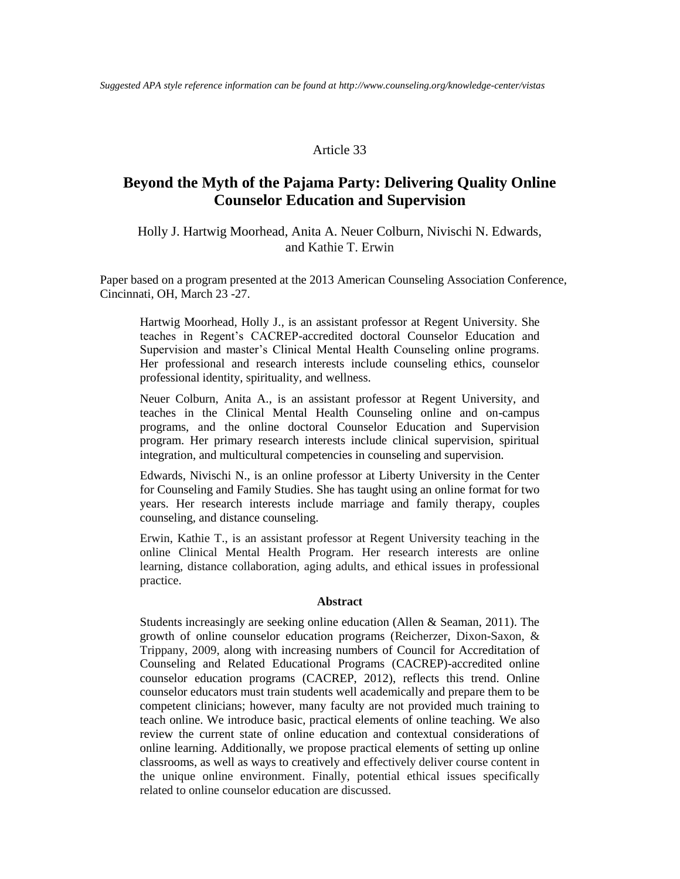*Suggested APA style reference information can be found at http://www.counseling.org/knowledge-center/vistas*

Article 33

# Beyond the Myth of the Pajama Party: Delivering Quality Online Counselor Education and Supervision

Holly J. Hartwig Moorhead, Anita A. Neuer Colburn, Nivischi N. Edwards, and Kathie T. Erwin

Paper based on a program presented at the 2013 American Counseling Association Conference, Cincinnati, OH, March 23 -27.

Hartwig Moorhead, Holly J., is an assistant professor at Regent University. She teaches in Regent's CACREP-accredited doctoral Counselor Education and Supervision and master's Clinical Mental Health Counseling online programs. Her professional and research interests include counseling ethics, counselor professional identity, spirituality, and wellness.

Neuer Colburn, Anita A., is an assistant professor at Regent University, and teaches in the Clinical Mental Health Counseling online and on-campus programs, and the online doctoral Counselor Education and Supervision program. Her primary research interests include clinical supervision, spiritual integration, and multicultural competencies in counseling and supervision.

Edwards, Nivischi N., is an online professor at Liberty University in the Center for Counseling and Family Studies. She has taught using an online format for two years. Her research interests include marriage and family therapy, couples counseling, and distance counseling.

Erwin, Kathie T., is an assistant professor at Regent University teaching in the online Clinical Mental Health Program. Her research interests are online learning, distance collaboration, aging adults, and ethical issues in professional practice.

**Abstract**

Students increasingly are seeking online education (Allen & Seaman, 2011). The growth of online counselor education programs (Reicherzer, Dixon-Saxon, & Trippany, 2009, along with increasing numbers of Council for Accreditation of Counseling and Related Educational Programs (CACREP)-accredited online counselor education programs (CACREP, 2012), reflects this trend. Online counselor educators must train students well academically and prepare them to be competent clinicians; however, many faculty are not provided much training to teach online. We introduce basic, practical elements of online teaching. We also review the current state of online education and contextual considerations of online learning. Additionally, we propose practical elements of setting up online classrooms, as well as ways to creatively and effectively deliver course content in the unique online environment. Finally, potential ethical issues specifically related to online counselor education are discussed.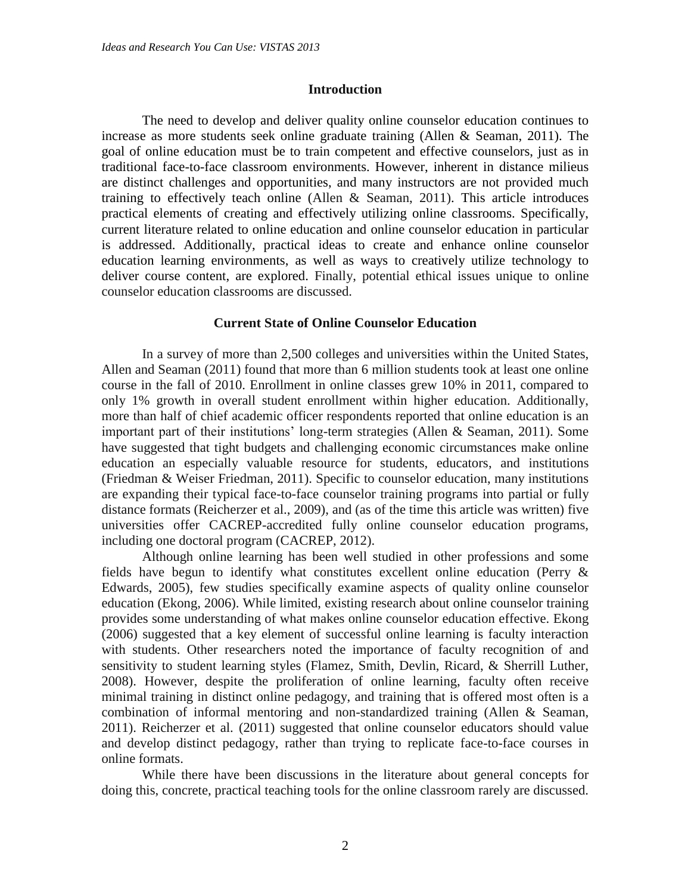## Introduction

The need to develop and deliver quality online counselor education continues to increase as more students seek online graduate training (Allen & Seaman, 2011). The goal of online education must be to train competent and effective counselors, just as in traditional face-to-face classroom environments. However, inherent in distance milieus are distinct challenges and opportunities, and many instructors are not provided much training to effectively teach online (Allen & Seaman, 2011). This article introduces practical elements of creating and effectively utilizing online classrooms. Specifically, current literature related to online education and online counselor education in particular is addressed. Additionally, practical ideas to create and enhance online counselor education learning environments, as well as ways to creatively utilize technology to deliver course content, are explored. Finally, potential ethical issues unique to online counselor education classrooms are discussed.

## Current State of Online Counselor Education

In a survey of more than 2,500 colleges and universities within the United States, Allen and Seaman (2011) found that more than 6 million students took at least one online course in the fall of 2010. Enrollment in online classes grew 10% in 2011, compared to only 1% growth in overall student enrollment within higher education. Additionally, more than half of chief academic officer respondents reported that online education is an important part of their institutions' long-term strategies (Allen & Seaman, 2011). Some have suggested that tight budgets and challenging economic circumstances make online education an especially valuable resource for students, educators, and institutions (Friedman & Weiser Friedman, 2011). Specific to counselor education, many institutions are expanding their typical face-to-face counselor training programs into partial or fully distance formats (Reicherzer et al., 2009), and (as of the time this article was written) five universities offer CACREP-accredited fully online counselor education programs, including one doctoral program (CACREP, 2012).

Although online learning has been well studied in other professions and some fields have begun to identify what constitutes excellent online education (Perry & Edwards, 2005), few studies specifically examine aspects of quality online counselor education (Ekong, 2006). While limited, existing research about online counselor training provides some understanding of what makes online counselor education effective. Ekong (2006) suggested that a key element of successful online learning is faculty interaction with students. Other researchers noted the importance of faculty recognition of and sensitivity to student learning styles (Flamez, Smith, Devlin, Ricard, & Sherrill Luther, 2008). However, despite the proliferation of online learning, faculty often receive minimal training in distinct online pedagogy, and training that is offered most often is a combination of informal mentoring and non-standardized training (Allen & Seaman, 2011). Reicherzer et al. (2011) suggested that online counselor educators should value and develop distinct pedagogy, rather than trying to replicate face-to-face courses in online formats.

While there have been discussions in the literature about general concepts for doing this, concrete, practical teaching tools for the online classroom rarely are discussed.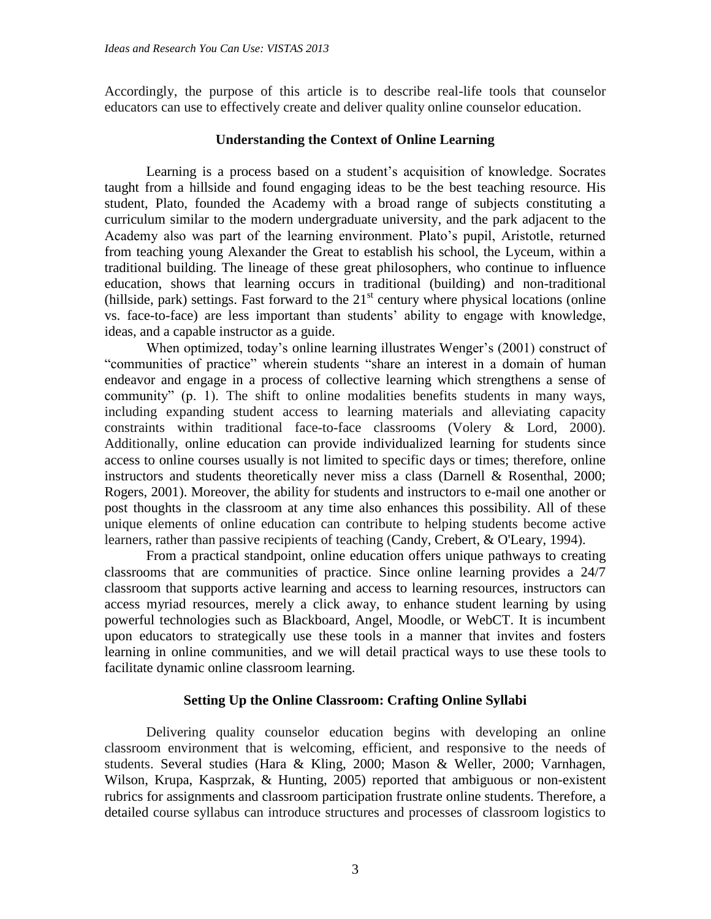Accordingly, the purpose of this article is to describe real-life tools that counselor educators can use to effectively create and deliver quality online counselor education.

## Understanding the Context of Online Learning

Learning is a process based on a student's acquisition of knowledge. Socrates taught from a hillside and found engaging ideas to be the best teaching resource. His student, Plato, founded the Academy with a broad range of subjects constituting a curriculum similar to the modern undergraduate university, and the park adjacent to the Academy also was part of the learning environment. Plato's pupil, Aristotle, returned from teaching young Alexander the Great to establish his school, the Lyceum, within a traditional building. The lineage of these great philosophers, who continue to influence education, shows that learning occurs in traditional (building) and non-traditional (hillside, park) settings. Fast forward to the 21st century where physical locations (online vs. face-to-face) are less important than students' ability to engage with knowledge, ideas, and a capable instructor as a guide.

When optimized, today's online learning illustrates Wenger's (2001) construct of "communities of practice" wherein students "share an interest in a domain of human endeavor and engage in a process of collective learning which strengthens a sense of community" (p. 1). The shift to online modalities benefits students in many ways, including expanding student access to learning materials and alleviating capacity constraints within traditional face-to-face classrooms (Volery & Lord, 2000). Additionally, online education can provide individualized learning for students since access to online courses usually is not limited to specific days or times; therefore, online instructors and students theoretically never miss a class (Darnell & Rosenthal, 2000; Rogers, 2001). Moreover, the ability for students and instructors to e-mail one another or post thoughts in the classroom at any time also enhances this possibility. All of these unique elements of online education can contribute to helping students become active learners, rather than passive recipients of teaching (Candy, Crebert, & O'Leary, 1994).

From a practical standpoint, online education offers unique pathways to creating classrooms that are communities of practice. Since online learning provides a 24/7 classroom that supports active learning and access to learning resources, instructors can access myriad resources, merely a click away, to enhance student learning by using powerful technologies such as Blackboard, Angel, Moodle, or WebCT. It is incumbent upon educators to strategically use these tools in a manner that invites and fosters learning in online communities, and we will detail practical ways to use these tools to facilitate dynamic online classroom learning.

## Setting Up the Online Classroom: Crafting Online Syllabi

Delivering quality counselor education begins with developing an online classroom environment that is welcoming, efficient, and responsive to the needs of students. Several studies (Hara & Kling, 2000; Mason & Weller, 2000; Varnhagen, Wilson, Krupa, Kasprzak, & Hunting, 2005) reported that ambiguous or non-existent rubrics for assignments and classroom participation frustrate online students. Therefore, a detailed course syllabus can introduce structures and processes of classroom logistics to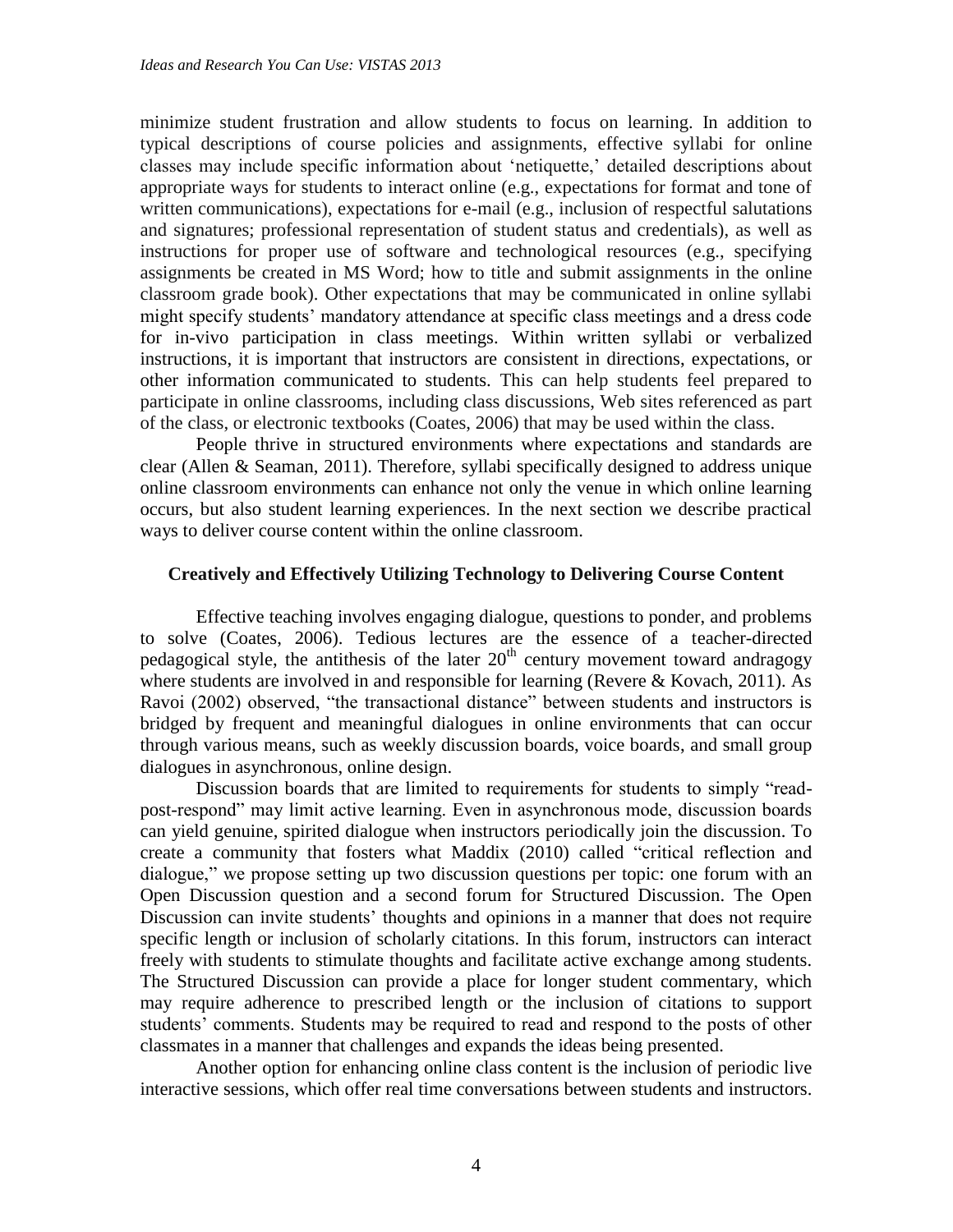minimize student frustration and allow students to focus on learning. In addition to typical descriptions of course policies and assignments, effective syllabi for online classes may include specific information about 'netiquette,' detailed descriptions about appropriate ways for students to interact online (e.g., expectations for format and tone of written communications), expectations for e-mail (e.g., inclusion of respectful salutations and signatures; professional representation of student status and credentials), as well as instructions for proper use of software and technological resources (e.g., specifying assignments be created in MS Word; how to title and submit assignments in the online classroom grade book). Other expectations that may be communicated in online syllabi might specify students' mandatory attendance at specific class meetings and a dress code for in-vivo participation in class meetings. Within written syllabi or verbalized instructions, it is important that instructors are consistent in directions, expectations, or other information communicated to students. This can help students feel prepared to participate in online classrooms, including class discussions, Web sites referenced as part of the class, or electronic textbooks (Coates, 2006) that may be used within the class.

People thrive in structured environments where expectations and standards are clear (Allen & Seaman, 2011). Therefore, syllabi specifically designed to address unique online classroom environments can enhance not only the venue in which online learning occurs, but also student learning experiences. In the next section we describe practical ways to deliver course content within the online classroom.

## Creatively and Effectively Utilizing Technology to Delivering Course Content

Effective teaching involves engaging dialogue, questions to ponder, and problems to solve (Coates, 2006). Tedious lectures are the essence of a teacher-directed pedagogical style, the antithesis of the later 20th century movement toward andragogy where students are involved in and responsible for learning (Revere & Kovach, 2011). As Ravoi (2002) observed, "the transactional distance" between students and instructors is bridged by frequent and meaningful dialogues in online environments that can occur through various means, such as weekly discussion boards, voice boards, and small group dialogues in asynchronous, online design.

Discussion boards that are limited to requirements for students to simply "read-post-respond" may limit active learning. Even in asynchronous mode, discussion boards can yield genuine, spirited dialogue when instructors periodically join the discussion. To create a community that fosters what Maddix (2010) called "critical reflection and dialogue," we propose setting up two discussion questions per topic: one forum with an Open Discussion question and a second forum for Structured Discussion. The Open Discussion can invite students' thoughts and opinions in a manner that does not require specific length or inclusion of scholarly citations. In this forum, instructors can interact freely with students to stimulate thoughts and facilitate active exchange among students. The Structured Discussion can provide a place for longer student commentary, which may require adherence to prescribed length or the inclusion of citations to support students' comments. Students may be required to read and respond to the posts of other classmates in a manner that challenges and expands the ideas being presented.

Another option for enhancing online class content is the inclusion of periodic live interactive sessions, which offer real time conversations between students and instructors.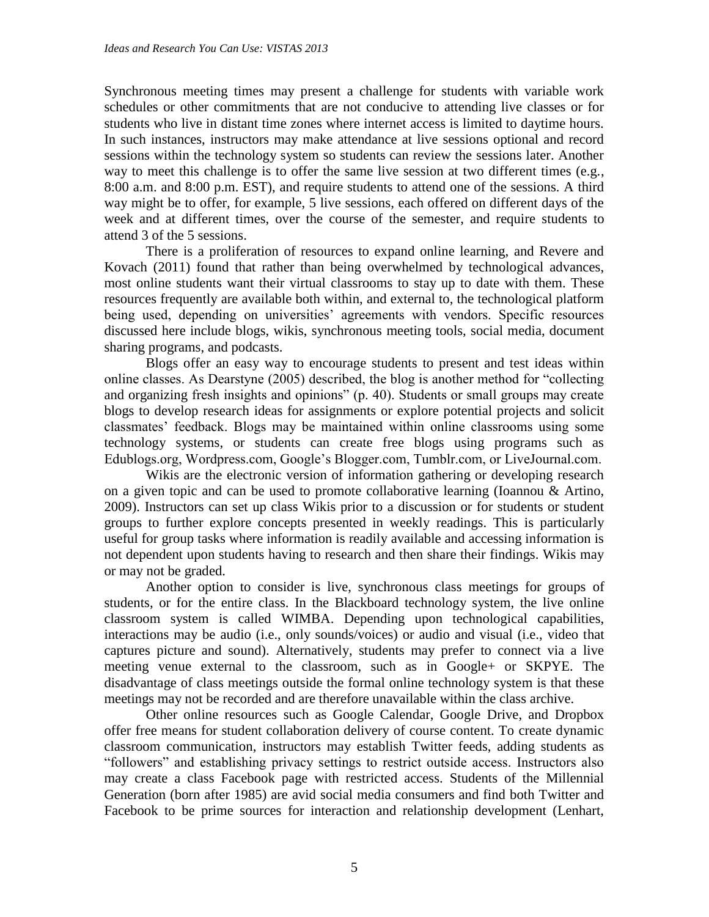Synchronous meeting times may present a challenge for students with variable work schedules or other commitments that are not conducive to attending live classes or for students who live in distant time zones where internet access is limited to daytime hours. In such instances, instructors may make attendance at live sessions optional and record sessions within the technology system so students can review the sessions later. Another way to meet this challenge is to offer the same live session at two different times (e.g., 8:00 a.m. and 8:00 p.m. EST), and require students to attend one of the sessions. A third way might be to offer, for example, 5 live sessions, each offered on different days of the week and at different times, over the course of the semester, and require students to attend 3 of the 5 sessions.

There is a proliferation of resources to expand online learning, and Revere and Kovach (2011) found that rather than being overwhelmed by technological advances, most online students want their virtual classrooms to stay up to date with them. These resources frequently are available both within, and external to, the technological platform being used, depending on universities' agreements with vendors. Specific resources discussed here include blogs, wikis, synchronous meeting tools, social media, document sharing programs, and podcasts.

Blogs offer an easy way to encourage students to present and test ideas within online classes. As Dearstyne (2005) described, the blog is another method for "collecting and organizing fresh insights and opinions" (p. 40). Students or small groups may create blogs to develop research ideas for assignments or explore potential projects and solicit classmates' feedback. Blogs may be maintained within online classrooms using some technology systems, or students can create free blogs using programs such as Edublogs.org, Wordpress.com, Google's Blogger.com, Tumblr.com, or LiveJournal.com.

Wikis are the electronic version of information gathering or developing research on a given topic and can be used to promote collaborative learning (Ioannou & Artino, 2009). Instructors can set up class Wikis prior to a discussion or for students or student groups to further explore concepts presented in weekly readings. This is particularly useful for group tasks where information is readily available and accessing information is not dependent upon students having to research and then share their findings. Wikis may or may not be graded.

Another option to consider is live, synchronous class meetings for groups of students, or for the entire class. In the Blackboard technology system, the live online classroom system is called WIMBA. Depending upon technological capabilities, interactions may be audio (i.e., only sounds/voices) or audio and visual (i.e., video that captures picture and sound). Alternatively, students may prefer to connect via a live meeting venue external to the classroom, such as in Google+ or SKPYE. The disadvantage of class meetings outside the formal online technology system is that these meetings may not be recorded and are therefore unavailable within the class archive.

Other online resources such as Google Calendar, Google Drive, and Dropbox offer free means for student collaboration delivery of course content. To create dynamic classroom communication, instructors may establish Twitter feeds, adding students as "followers" and establishing privacy settings to restrict outside access. Instructors also may create a class Facebook page with restricted access. Students of the Millennial Generation (born after 1985) are avid social media consumers and find both Twitter and Facebook to be prime sources for interaction and relationship development (Lenhart,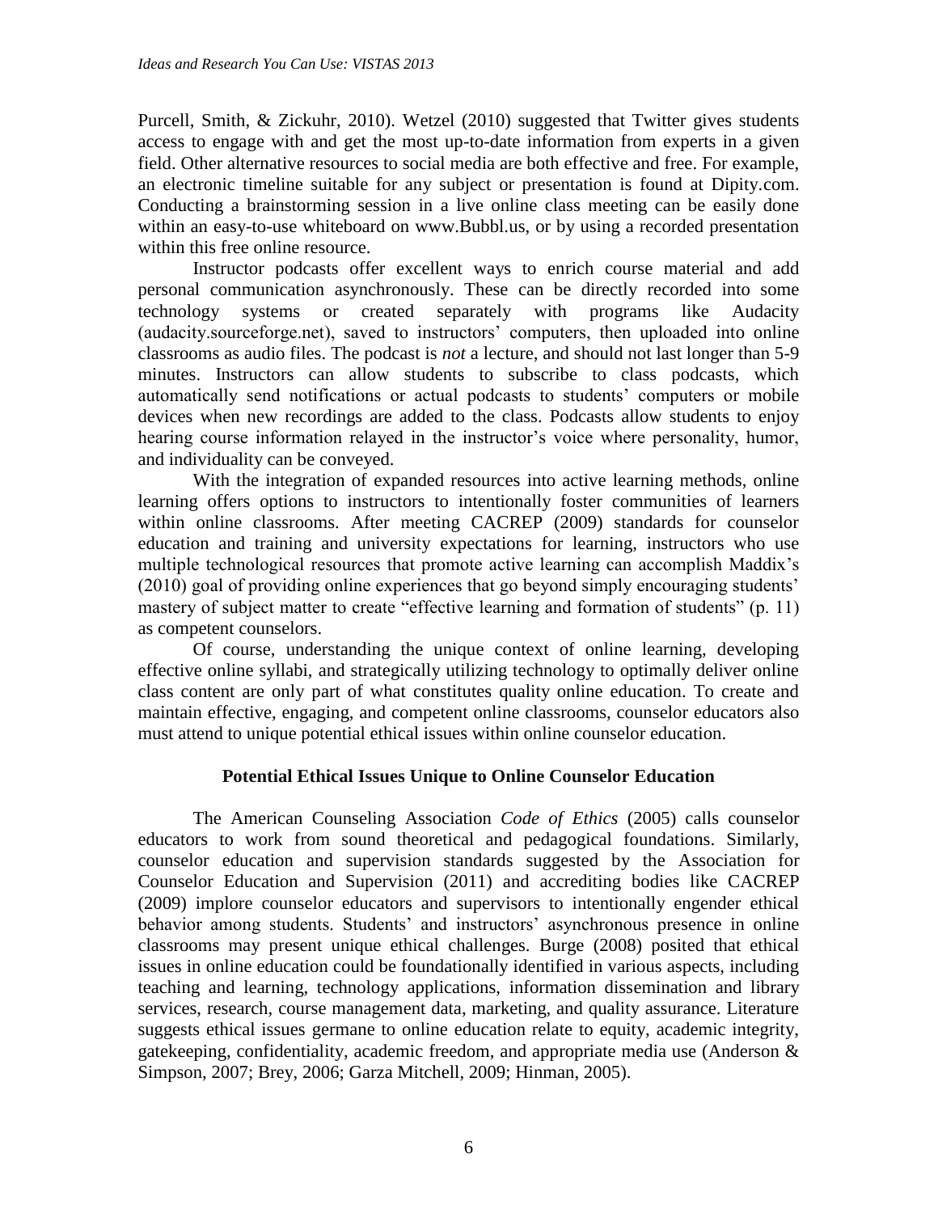Purcell, Smith, & Zickuhr, 2010). Wetzel (2010) suggested that Twitter gives students access to engage with and get the most up-to-date information from experts in a given field. Other alternative resources to social media are both effective and free. For example, an electronic timeline suitable for any subject or presentation is found at Dipity.com. Conducting a brainstorming session in a live online class meeting can be easily done within an easy-to-use whiteboard on www.Bubbl.us, or by using a recorded presentation within this free online resource.

Instructor podcasts offer excellent ways to enrich course material and add personal communication asynchronously. These can be directly recorded into some technology systems or created separately with programs like Audacity (audacity.sourceforge.net), saved to instructors' computers, then uploaded into online classrooms as audio files. The podcast is *not* a lecture, and should not last longer than 5-9 minutes. Instructors can allow students to subscribe to class podcasts, which automatically send notifications or actual podcasts to students' computers or mobile devices when new recordings are added to the class. Podcasts allow students to enjoy hearing course information relayed in the instructor's voice where personality, humor, and individuality can be conveyed.

With the integration of expanded resources into active learning methods, online learning offers options to instructors to intentionally foster communities of learners within online classrooms. After meeting CACREP (2009) standards for counselor education and training and university expectations for learning, instructors who use multiple technological resources that promote active learning can accomplish Maddix's (2010) goal of providing online experiences that go beyond simply encouraging students' mastery of subject matter to create "effective learning and formation of students" (p. 11) as competent counselors.

Of course, understanding the unique context of online learning, developing effective online syllabi, and strategically utilizing technology to optimally deliver online class content are only part of what constitutes quality online education. To create and maintain effective, engaging, and competent online classrooms, counselor educators also must attend to unique potential ethical issues within online counselor education.

## Potential Ethical Issues Unique to Online Counselor Education

The American Counseling Association *Code of Ethics* (2005) calls counselor educators to work from sound theoretical and pedagogical foundations. Similarly, counselor education and supervision standards suggested by the Association for Counselor Education and Supervision (2011) and accrediting bodies like CACREP (2009) implore counselor educators and supervisors to intentionally engender ethical behavior among students. Students' and instructors' asynchronous presence in online classrooms may present unique ethical challenges. Burge (2008) posited that ethical issues in online education could be foundationally identified in various aspects, including teaching and learning, technology applications, information dissemination and library services, research, course management data, marketing, and quality assurance. Literature suggests ethical issues germane to online education relate to equity, academic integrity, gatekeeping, confidentiality, academic freedom, and appropriate media use (Anderson & Simpson, 2007; Brey, 2006; Garza Mitchell, 2009; Hinman, 2005).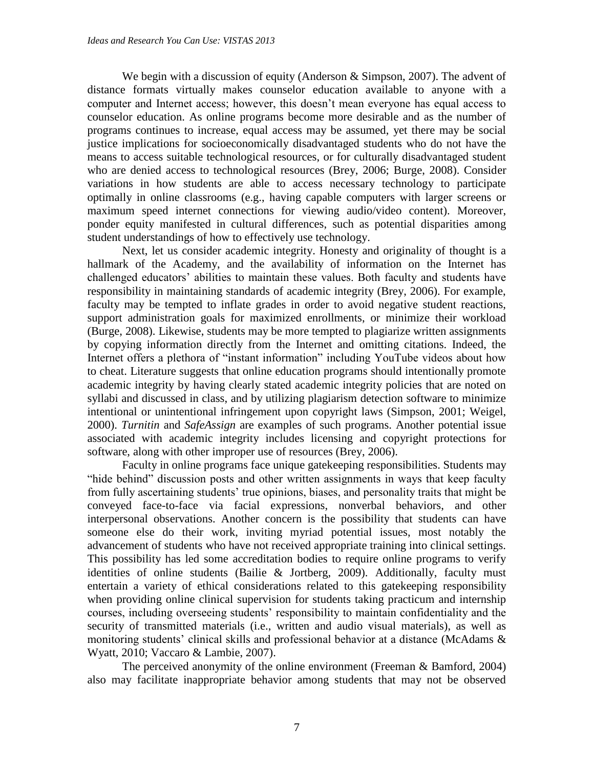We begin with a discussion of equity (Anderson & Simpson, 2007). The advent of distance formats virtually makes counselor education available to anyone with a computer and Internet access; however, this doesn't mean everyone has equal access to counselor education. As online programs become more desirable and as the number of programs continues to increase, equal access may be assumed, yet there may be social justice implications for socioeconomically disadvantaged students who do not have the means to access suitable technological resources, or for culturally disadvantaged student who are denied access to technological resources (Brey, 2006; Burge, 2008). Consider variations in how students are able to access necessary technology to participate optimally in online classrooms (e.g., having capable computers with larger screens or maximum speed internet connections for viewing audio/video content). Moreover, ponder equity manifested in cultural differences, such as potential disparities among student understandings of how to effectively use technology.

Next, let us consider academic integrity. Honesty and originality of thought is a hallmark of the Academy, and the availability of information on the Internet has challenged educators' abilities to maintain these values. Both faculty and students have responsibility in maintaining standards of academic integrity (Brey, 2006). For example, faculty may be tempted to inflate grades in order to avoid negative student reactions, support administration goals for maximized enrollments, or minimize their workload (Burge, 2008). Likewise, students may be more tempted to plagiarize written assignments by copying information directly from the Internet and omitting citations. Indeed, the Internet offers a plethora of "instant information" including YouTube videos about how to cheat. Literature suggests that online education programs should intentionally promote academic integrity by having clearly stated academic integrity policies that are noted on syllabi and discussed in class, and by utilizing plagiarism detection software to minimize intentional or unintentional infringement upon copyright laws (Simpson, 2001; Weigel, 2000). *Turnitin* and *SafeAssign* are examples of such programs. Another potential issue associated with academic integrity includes licensing and copyright protections for software, along with other improper use of resources (Brey, 2006).

Faculty in online programs face unique gatekeeping responsibilities. Students may "hide behind" discussion posts and other written assignments in ways that keep faculty from fully ascertaining students' true opinions, biases, and personality traits that might be conveyed face-to-face via facial expressions, nonverbal behaviors, and other interpersonal observations. Another concern is the possibility that students can have someone else do their work, inviting myriad potential issues, most notably the advancement of students who have not received appropriate training into clinical settings. This possibility has led some accreditation bodies to require online programs to verify identities of online students (Bailie & Jortberg, 2009). Additionally, faculty must entertain a variety of ethical considerations related to this gatekeeping responsibility when providing online clinical supervision for students taking practicum and internship courses, including overseeing students' responsibility to maintain confidentiality and the security of transmitted materials (i.e., written and audio visual materials), as well as monitoring students' clinical skills and professional behavior at a distance (McAdams & Wyatt, 2010; Vaccaro & Lambie, 2007).

The perceived anonymity of the online environment (Freeman & Bamford, 2004) also may facilitate inappropriate behavior among students that may not be observed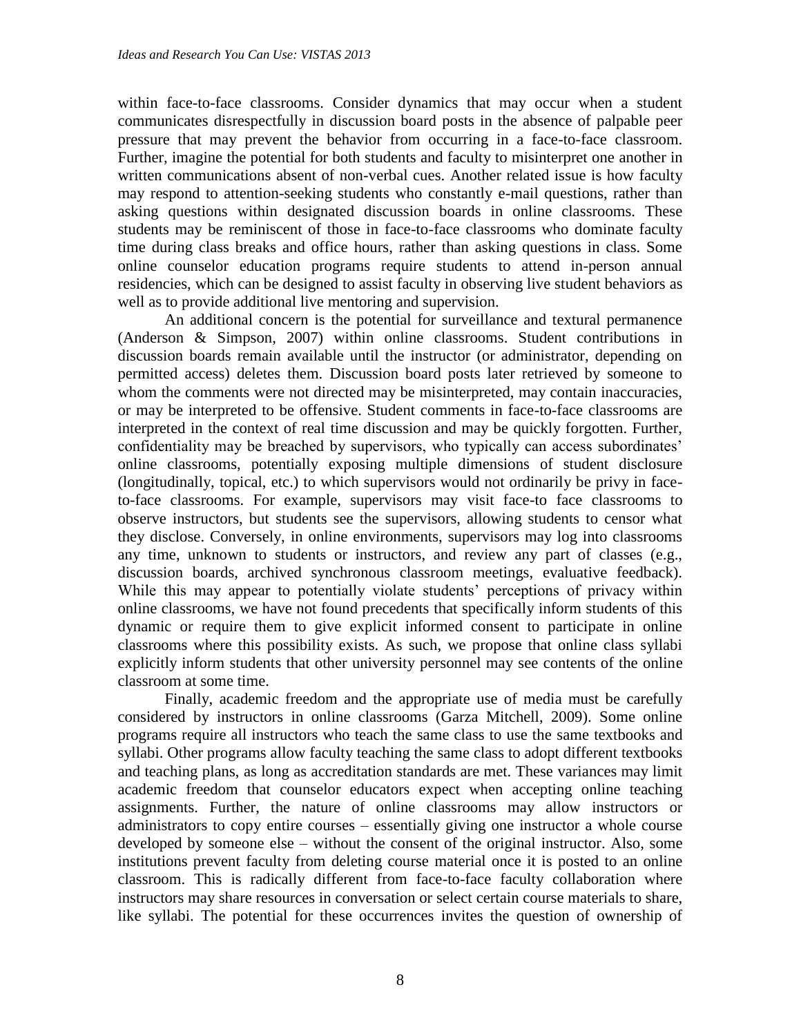within face-to-face classrooms. Consider dynamics that may occur when a student communicates disrespectfully in discussion board posts in the absence of palpable peer pressure that may prevent the behavior from occurring in a face-to-face classroom. Further, imagine the potential for both students and faculty to misinterpret one another in written communications absent of non-verbal cues. Another related issue is how faculty may respond to attention-seeking students who constantly e-mail questions, rather than asking questions within designated discussion boards in online classrooms. These students may be reminiscent of those in face-to-face classrooms who dominate faculty time during class breaks and office hours, rather than asking questions in class. Some online counselor education programs require students to attend in-person annual residencies, which can be designed to assist faculty in observing live student behaviors as well as to provide additional live mentoring and supervision.

An additional concern is the potential for surveillance and textural permanence (Anderson & Simpson, 2007) within online classrooms. Student contributions in discussion boards remain available until the instructor (or administrator, depending on permitted access) deletes them. Discussion board posts later retrieved by someone to whom the comments were not directed may be misinterpreted, may contain inaccuracies, or may be interpreted to be offensive. Student comments in face-to-face classrooms are interpreted in the context of real time discussion and may be quickly forgotten. Further, confidentiality may be breached by supervisors, who typically can access subordinates' online classrooms, potentially exposing multiple dimensions of student disclosure (longitudinally, topical, etc.) to which supervisors would not ordinarily be privy in face-to-face classrooms. For example, supervisors may visit face-to face classrooms to observe instructors, but students see the supervisors, allowing students to censor what they disclose. Conversely, in online environments, supervisors may log into classrooms any time, unknown to students or instructors, and review any part of classes (e.g., discussion boards, archived synchronous classroom meetings, evaluative feedback). While this may appear to potentially violate students' perceptions of privacy within online classrooms, we have not found precedents that specifically inform students of this dynamic or require them to give explicit informed consent to participate in online classrooms where this possibility exists. As such, we propose that online class syllabi explicitly inform students that other university personnel may see contents of the online classroom at some time.

Finally, academic freedom and the appropriate use of media must be carefully considered by instructors in online classrooms (Garza Mitchell, 2009). Some online programs require all instructors who teach the same class to use the same textbooks and syllabi. Other programs allow faculty teaching the same class to adopt different textbooks and teaching plans, as long as accreditation standards are met. These variances may limit academic freedom that counselor educators expect when accepting online teaching assignments. Further, the nature of online classrooms may allow instructors or administrators to copy entire courses – essentially giving one instructor a whole course developed by someone else – without the consent of the original instructor. Also, some institutions prevent faculty from deleting course material once it is posted to an online classroom. This is radically different from face-to-face faculty collaboration where instructors may share resources in conversation or select certain course materials to share, like syllabi. The potential for these occurrences invites the question of ownership of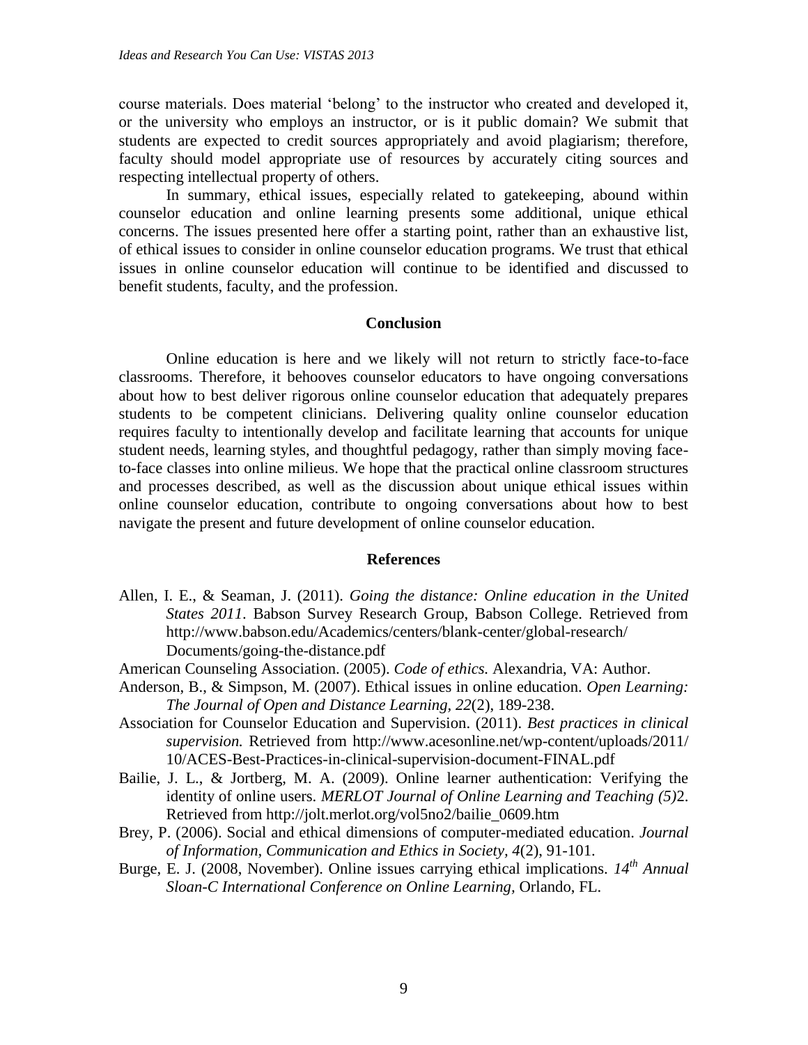course materials. Does material 'belong' to the instructor who created and developed it, or the university who employs an instructor, or is it public domain? We submit that students are expected to credit sources appropriately and avoid plagiarism; therefore, faculty should model appropriate use of resources by accurately citing sources and respecting intellectual property of others.

In summary, ethical issues, especially related to gatekeeping, abound within counselor education and online learning presents some additional, unique ethical concerns. The issues presented here offer a starting point, rather than an exhaustive list, of ethical issues to consider in online counselor education programs. We trust that ethical issues in online counselor education will continue to be identified and discussed to benefit students, faculty, and the profession.

## Conclusion

Online education is here and we likely will not return to strictly face-to-face classrooms. Therefore, it behooves counselor educators to have ongoing conversations about how to best deliver rigorous online counselor education that adequately prepares students to be competent clinicians. Delivering quality online counselor education requires faculty to intentionally develop and facilitate learning that accounts for unique student needs, learning styles, and thoughtful pedagogy, rather than simply moving face-to-face classes into online milieus. We hope that the practical online classroom structures and processes described, as well as the discussion about unique ethical issues within online counselor education, contribute to ongoing conversations about how to best navigate the present and future development of online counselor education.

## References

Allen, I. E., & Seaman, J. (2011). *Going the distance: Online education in the United States 2011*. Babson Survey Research Group, Babson College. Retrieved from http://www.babson.edu/Academics/centers/blank-center/global-research/Documents/going-the-distance.pdf

American Counseling Association. (2005). *Code of ethics.* Alexandria, VA: Author.

Anderson, B., & Simpson, M. (2007). Ethical issues in online education. *Open Learning: The Journal of Open and Distance Learning, 22*(2), 189-238.

Association for Counselor Education and Supervision. (2011). *Best practices in clinical supervision.* Retrieved from http://www.acesonline.net/wp-content/uploads/2011/10/ACES-Best-Practices-in-clinical-supervision-document-FINAL.pdf

Bailie, J. L., & Jortberg, M. A. (2009). Online learner authentication: Verifying the identity of online users. *MERLOT Journal of Online Learning and Teaching (5)*2. Retrieved from http://jolt.merlot.org/vol5no2/bailie_0609.htm

Brey, P. (2006). Social and ethical dimensions of computer-mediated education. *Journal of Information, Communication and Ethics in Society, 4*(2), 91-101.

Burge, E. J. (2008, November). Online issues carrying ethical implications. *14th Annual Sloan-C International Conference on Online Learning,* Orlando, FL.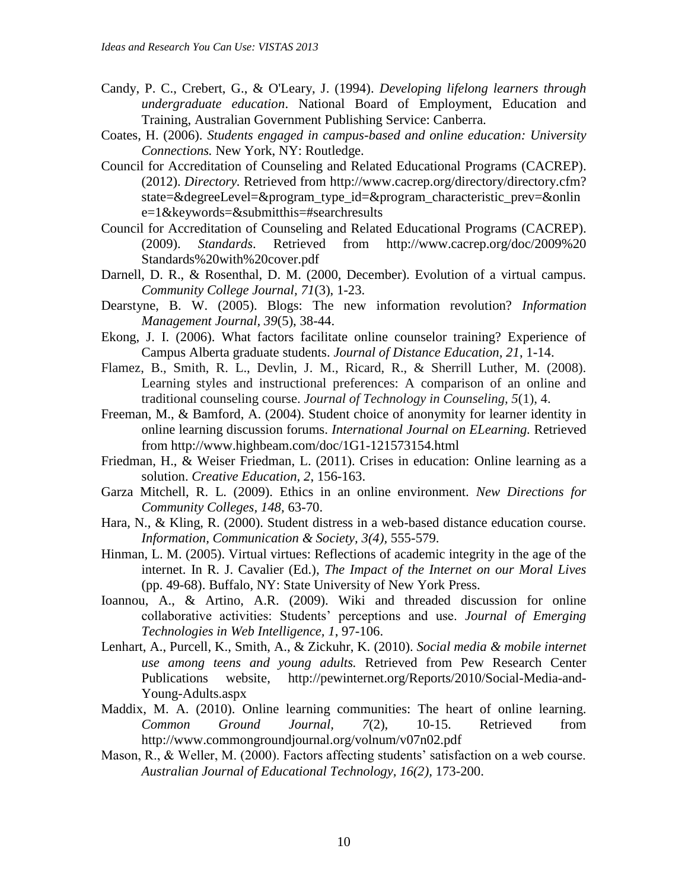Candy, P. C., Crebert, G., & O'Leary, J. (1994). *Developing lifelong learners through undergraduate education*. National Board of Employment, Education and Training, Australian Government Publishing Service: Canberra.

Coates, H. (2006). *Students engaged in campus-based and online education: University Connections.* New York, NY: Routledge.

Council for Accreditation of Counseling and Related Educational Programs (CACREP). (2012). *Directory.* Retrieved from http://www.cacrep.org/directory/directory.cfm?state=&degreeLevel=&program_type_id=&program_characteristic_prev=&online=1&keywords=&submitthis=#searchresults

Council for Accreditation of Counseling and Related Educational Programs (CACREP). (2009). *Standards*. Retrieved from http://www.cacrep.org/doc/2009%20Standards%20with%20cover.pdf

Darnell, D. R., & Rosenthal, D. M. (2000, December). Evolution of a virtual campus. *Community College Journal, 71*(3), 1-23.

Dearstyne, B. W. (2005). Blogs: The new information revolution? *Information Management Journal, 39*(5), 38-44.

Ekong, J. I. (2006). What factors facilitate online counselor training? Experience of Campus Alberta graduate students. *Journal of Distance Education, 21*, 1-14.

Flamez, B., Smith, R. L., Devlin, J. M., Ricard, R., & Sherrill Luther, M. (2008). Learning styles and instructional preferences: A comparison of an online and traditional counseling course. *Journal of Technology in Counseling, 5*(1), 4.

Freeman, M., & Bamford, A. (2004). Student choice of anonymity for learner identity in online learning discussion forums. *International Journal on ELearning.* Retrieved from http://www.highbeam.com/doc/1G1-121573154.html

Friedman, H., & Weiser Friedman, L. (2011). Crises in education: Online learning as a solution. *Creative Education, 2*, 156-163.

Garza Mitchell, R. L. (2009). Ethics in an online environment. *New Directions for Community Colleges, 148*, 63-70.

Hara, N., & Kling, R. (2000). Student distress in a web-based distance education course. *Information, Communication & Society, 3(4),* 555-579.

Hinman, L. M. (2005). Virtual virtues: Reflections of academic integrity in the age of the internet. In R. J. Cavalier (Ed.), *The Impact of the Internet on our Moral Lives* (pp. 49-68). Buffalo, NY: State University of New York Press.

Ioannou, A., & Artino, A.R. (2009). Wiki and threaded discussion for online collaborative activities: Students' perceptions and use. *Journal of Emerging Technologies in Web Intelligence, 1*, 97-106.

Lenhart, A., Purcell, K., Smith, A., & Zickuhr, K. (2010). *Social media & mobile internet use among teens and young adults.* Retrieved from Pew Research Center Publications website, http://pewinternet.org/Reports/2010/Social-Media-and-Young-Adults.aspx

Maddix, M. A. (2010). Online learning communities: The heart of online learning. *Common Ground Journal, 7*(2), 10-15. Retrieved from http://www.commongroundjournal.org/volnum/v07n02.pdf

Mason, R., & Weller, M. (2000). Factors affecting students' satisfaction on a web course. *Australian Journal of Educational Technology, 16(2),* 173-200.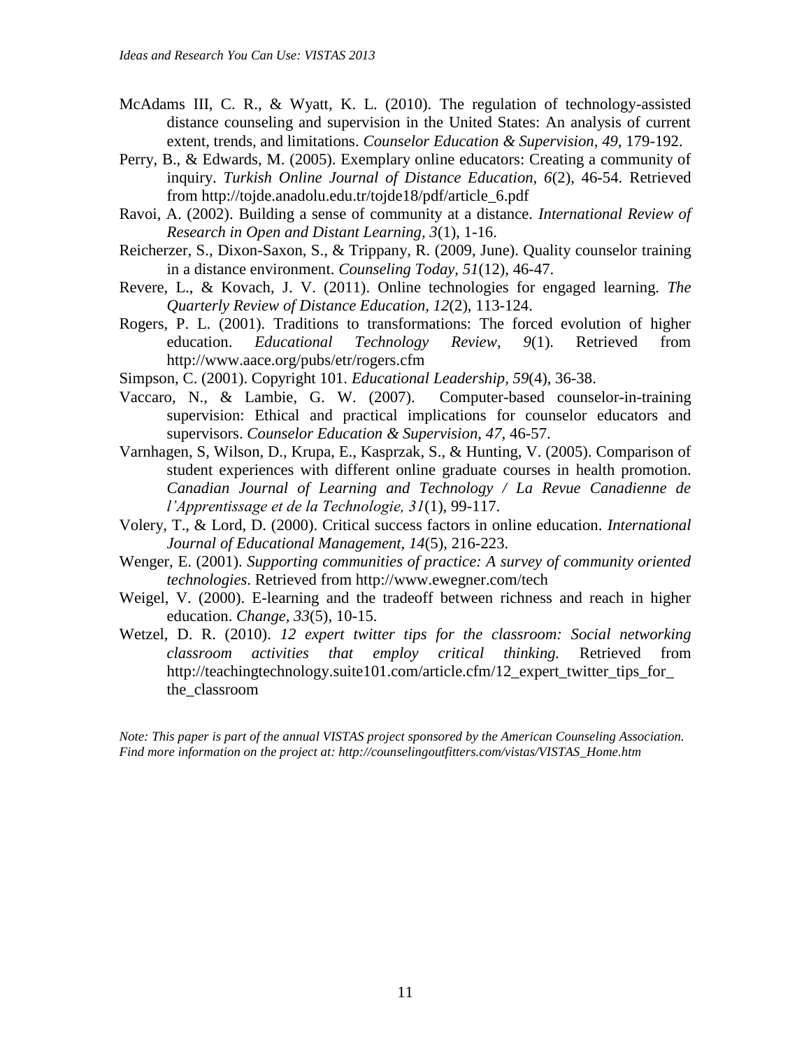McAdams III, C. R., & Wyatt, K. L. (2010). The regulation of technology-assisted distance counseling and supervision in the United States: An analysis of current extent, trends, and limitations. *Counselor Education & Supervision, 49*, 179-192.

Perry, B., & Edwards, M. (2005). Exemplary online educators: Creating a community of inquiry. *Turkish Online Journal of Distance Education, 6*(2), 46-54. Retrieved from http://tojde.anadolu.edu.tr/tojde18/pdf/article_6.pdf

Ravoi, A. (2002). Building a sense of community at a distance. *International Review of Research in Open and Distant Learning, 3*(1), 1-16.

Reicherzer, S., Dixon-Saxon, S., & Trippany, R. (2009, June). Quality counselor training in a distance environment. *Counseling Today, 51*(12), 46-47.

Revere, L., & Kovach, J. V. (2011). Online technologies for engaged learning. *The Quarterly Review of Distance Education, 12*(2), 113-124.

Rogers, P. L. (2001). Traditions to transformations: The forced evolution of higher education. *Educational Technology Review, 9*(1). Retrieved from http://www.aace.org/pubs/etr/rogers.cfm

Simpson, C. (2001). Copyright 101. *Educational Leadership, 59*(4), 36-38.

Vaccaro, N., & Lambie, G. W. (2007). Computer-based counselor-in-training supervision: Ethical and practical implications for counselor educators and supervisors. *Counselor Education & Supervision, 47*, 46-57.

Varnhagen, S, Wilson, D., Krupa, E., Kasprzak, S., & Hunting, V. (2005). Comparison of student experiences with different online graduate courses in health promotion. *Canadian Journal of Learning and Technology / La Revue Canadienne de l'Apprentissage et de la Technologie, 31*(1), 99-117.

Volery, T., & Lord, D. (2000). Critical success factors in online education. *International Journal of Educational Management, 14*(5), 216-223.

Wenger, E. (2001). *Supporting communities of practice: A survey of community oriented technologies*. Retrieved from http://www.ewegner.com/tech

Weigel, V. (2000). E-learning and the tradeoff between richness and reach in higher education. *Change, 33*(5), 10-15.

Wetzel, D. R. (2010). *12 expert twitter tips for the classroom: Social networking classroom activities that employ critical thinking.* Retrieved from http://teachingtechnology.suite101.com/article.cfm/12_expert_twitter_tips_for_the_classroom

*Note: This paper is part of the annual VISTAS project sponsored by the American Counseling Association. Find more information on the project at: http://counselingoutfitters.com/vistas/VISTAS_Home.htm*